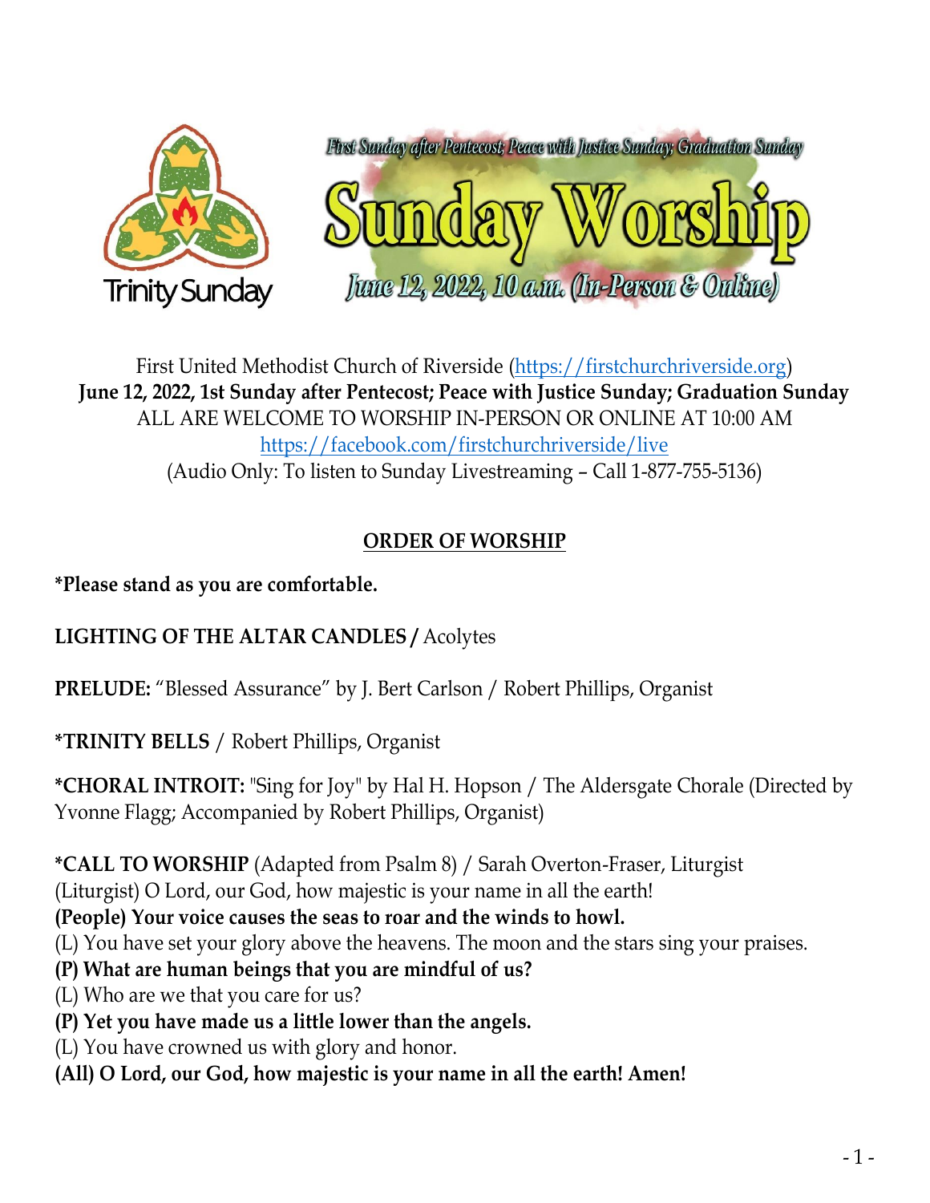Trinity Sunday

First Sunday after Pentecost; Peace with Justice Sunday; Graduation Sunday

# Sunday Worship

June 12, 2022, 10 a.m. (In-Person & Online)

First United Methodist Church of Riverside (https://firstchurchriverside.org)
**June 12, 2022, 1st Sunday after Pentecost; Peace with Justice Sunday; Graduation Sunday**
ALL ARE WELCOME TO WORSHIP IN-PERSON OR ONLINE AT 10:00 AM
https://facebook.com/firstchurchriverside/live
(Audio Only: To listen to Sunday Livestreaming – Call 1-877-755-5136)

## ORDER OF WORSHIP

**\*Please stand as you are comfortable.**

**LIGHTING OF THE ALTAR CANDLES /** Acolytes

**PRELUDE:** "Blessed Assurance" by J. Bert Carlson / Robert Phillips, Organist

**\*TRINITY BELLS** / Robert Phillips, Organist

**\*CHORAL INTROIT:** "Sing for Joy" by Hal H. Hopson / The Aldersgate Chorale (Directed by Yvonne Flagg; Accompanied by Robert Phillips, Organist)

**\*CALL TO WORSHIP** (Adapted from Psalm 8) / Sarah Overton-Fraser, Liturgist
(Liturgist) O Lord, our God, how majestic is your name in all the earth!
**(People) Your voice causes the seas to roar and the winds to howl.**
(L) You have set your glory above the heavens. The moon and the stars sing your praises.
**(P) What are human beings that you are mindful of us?**
(L) Who are we that you care for us?
**(P) Yet you have made us a little lower than the angels.**
(L) You have crowned us with glory and honor.
**(All) O Lord, our God, how majestic is your name in all the earth! Amen!**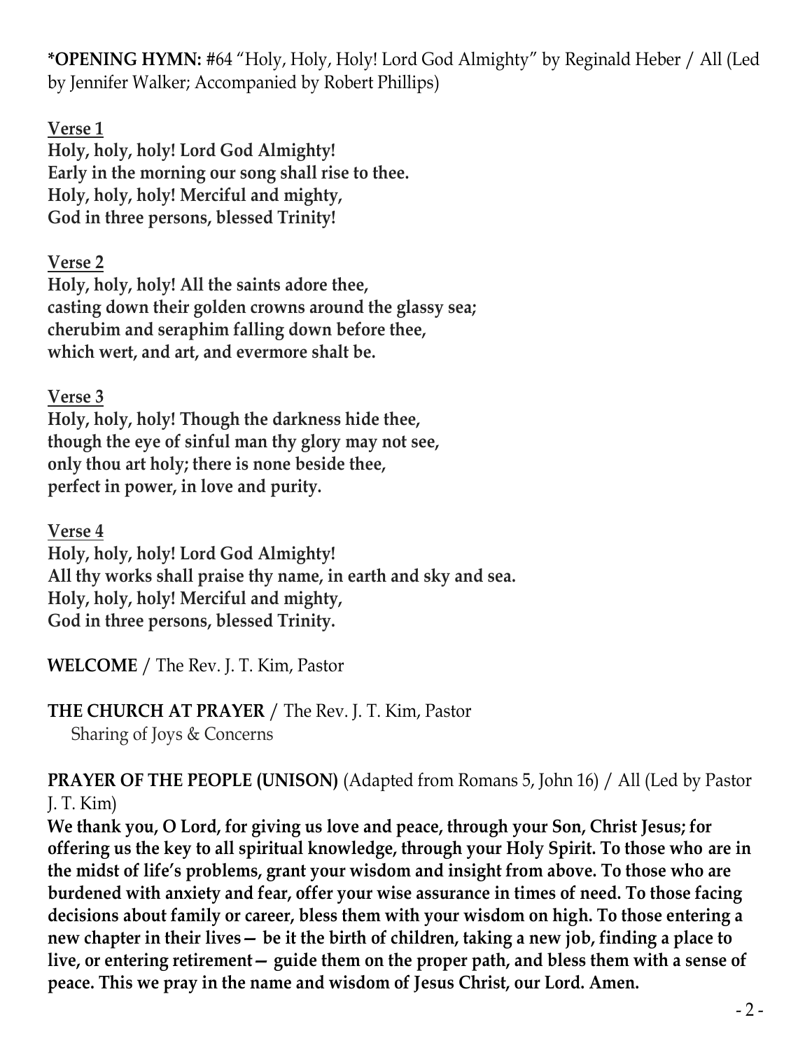**\*OPENING HYMN:** #64 "Holy, Holy, Holy! Lord God Almighty" by Reginald Heber / All (Led by Jennifer Walker; Accompanied by Robert Phillips)

<u>Verse 1</u>
**Holy, holy, holy! Lord God Almighty!**
**Early in the morning our song shall rise to thee.**
**Holy, holy, holy! Merciful and mighty,**
**God in three persons, blessed Trinity!**

<u>Verse 2</u>
**Holy, holy, holy! All the saints adore thee,**
**casting down their golden crowns around the glassy sea;**
**cherubim and seraphim falling down before thee,**
**which wert, and art, and evermore shalt be.**

<u>Verse 3</u>
**Holy, holy, holy! Though the darkness hide thee,**
**though the eye of sinful man thy glory may not see,**
**only thou art holy; there is none beside thee,**
**perfect in power, in love and purity.**

<u>Verse 4</u>
**Holy, holy, holy! Lord God Almighty!**
**All thy works shall praise thy name, in earth and sky and sea.**
**Holy, holy, holy! Merciful and mighty,**
**God in three persons, blessed Trinity.**

**WELCOME** / The Rev. J. T. Kim, Pastor

**THE CHURCH AT PRAYER** / The Rev. J. T. Kim, Pastor
Sharing of Joys & Concerns

**PRAYER OF THE PEOPLE (UNISON)** (Adapted from Romans 5, John 16) / All (Led by Pastor J. T. Kim)
**We thank you, O Lord, for giving us love and peace, through your Son, Christ Jesus; for offering us the key to all spiritual knowledge, through your Holy Spirit. To those who are in the midst of life's problems, grant your wisdom and insight from above. To those who are burdened with anxiety and fear, offer your wise assurance in times of need. To those facing decisions about family or career, bless them with your wisdom on high. To those entering a new chapter in their lives— be it the birth of children, taking a new job, finding a place to live, or entering retirement— guide them on the proper path, and bless them with a sense of peace. This we pray in the name and wisdom of Jesus Christ, our Lord. Amen.**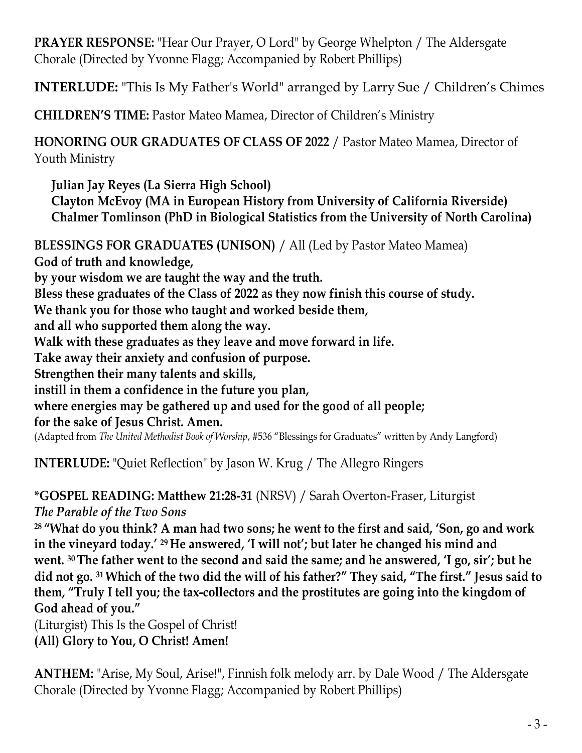**PRAYER RESPONSE:** "Hear Our Prayer, O Lord" by George Whelpton / The Aldersgate Chorale (Directed by Yvonne Flagg; Accompanied by Robert Phillips)

**INTERLUDE:** "This Is My Father's World" arranged by Larry Sue / Children's Chimes

**CHILDREN'S TIME:** Pastor Mateo Mamea, Director of Children's Ministry

**HONORING OUR GRADUATES OF CLASS OF 2022** / Pastor Mateo Mamea, Director of Youth Ministry

**Julian Jay Reyes (La Sierra High School)**
**Clayton McEvoy (MA in European History from University of California Riverside)**
**Chalmer Tomlinson (PhD in Biological Statistics from the University of North Carolina)**

**BLESSINGS FOR GRADUATES (UNISON)** / All (Led by Pastor Mateo Mamea)
**God of truth and knowledge,**
**by your wisdom we are taught the way and the truth.**
**Bless these graduates of the Class of 2022 as they now finish this course of study.**
**We thank you for those who taught and worked beside them,**
**and all who supported them along the way.**
**Walk with these graduates as they leave and move forward in life.**
**Take away their anxiety and confusion of purpose.**
**Strengthen their many talents and skills,**
**instill in them a confidence in the future you plan,**
**where energies may be gathered up and used for the good of all people;**
**for the sake of Jesus Christ. Amen.**
(Adapted from *The United Methodist Book of Worship*, #536 "Blessings for Graduates" written by Andy Langford)

**INTERLUDE:** "Quiet Reflection" by Jason W. Krug / The Allegro Ringers

**\*GOSPEL READING: Matthew 21:28-31** (NRSV) / Sarah Overton-Fraser, Liturgist
*The Parable of the Two Sons*
**28 "What do you think? A man had two sons; he went to the first and said, 'Son, go and work in the vineyard today.' 29 He answered, 'I will not'; but later he changed his mind and went. 30 The father went to the second and said the same; and he answered, 'I go, sir'; but he did not go. 31 Which of the two did the will of his father?" They said, "The first." Jesus said to them, "Truly I tell you; the tax-collectors and the prostitutes are going into the kingdom of God ahead of you."**
(Liturgist) This Is the Gospel of Christ!
**(All) Glory to You, O Christ! Amen!**

**ANTHEM:** "Arise, My Soul, Arise!", Finnish folk melody arr. by Dale Wood / The Aldersgate Chorale (Directed by Yvonne Flagg; Accompanied by Robert Phillips)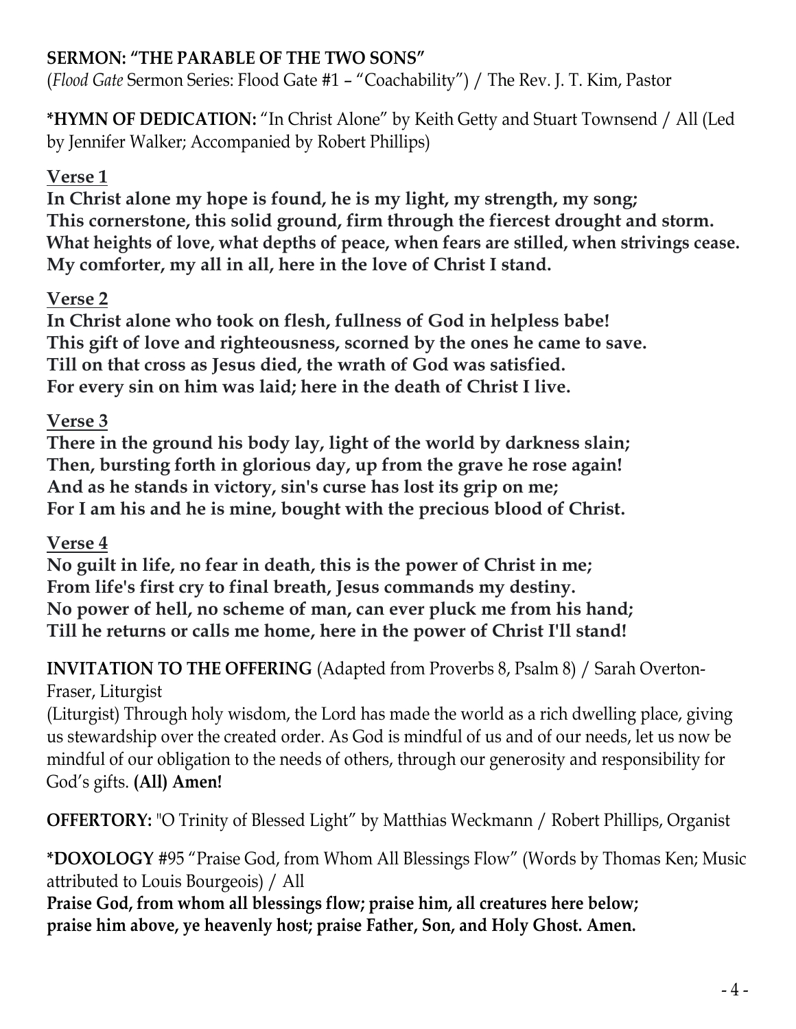**SERMON: "THE PARABLE OF THE TWO SONS"**
(*Flood Gate* Sermon Series: Flood Gate #1 – "Coachability") / The Rev. J. T. Kim, Pastor

***HYMN OF DEDICATION:** "In Christ Alone" by Keith Getty and Stuart Townsend / All (Led by Jennifer Walker; Accompanied by Robert Phillips)

**Verse 1**

**In Christ alone my hope is found, he is my light, my strength, my song;**
**This cornerstone, this solid ground, firm through the fiercest drought and storm.**
**What heights of love, what depths of peace, when fears are stilled, when strivings cease.**
**My comforter, my all in all, here in the love of Christ I stand.**

**Verse 2**

**In Christ alone who took on flesh, fullness of God in helpless babe!**
**This gift of love and righteousness, scorned by the ones he came to save.**
**Till on that cross as Jesus died, the wrath of God was satisfied.**
**For every sin on him was laid; here in the death of Christ I live.**

**Verse 3**

**There in the ground his body lay, light of the world by darkness slain;**
**Then, bursting forth in glorious day, up from the grave he rose again!**
**And as he stands in victory, sin's curse has lost its grip on me;**
**For I am his and he is mine, bought with the precious blood of Christ.**

**Verse 4**

**No guilt in life, no fear in death, this is the power of Christ in me;**
**From life's first cry to final breath, Jesus commands my destiny.**
**No power of hell, no scheme of man, can ever pluck me from his hand;**
**Till he returns or calls me home, here in the power of Christ I'll stand!**

**INVITATION TO THE OFFERING** (Adapted from Proverbs 8, Psalm 8) / Sarah Overton-Fraser, Liturgist

(Liturgist) Through holy wisdom, the Lord has made the world as a rich dwelling place, giving us stewardship over the created order. As God is mindful of us and of our needs, let us now be mindful of our obligation to the needs of others, through our generosity and responsibility for God's gifts. **(All) Amen!**

**OFFERTORY:** "O Trinity of Blessed Light" by Matthias Weckmann / Robert Phillips, Organist

***DOXOLOGY** #95 "Praise God, from Whom All Blessings Flow" (Words by Thomas Ken; Music attributed to Louis Bourgeois) / All

**Praise God, from whom all blessings flow; praise him, all creatures here below;**
**praise him above, ye heavenly host; praise Father, Son, and Holy Ghost. Amen.**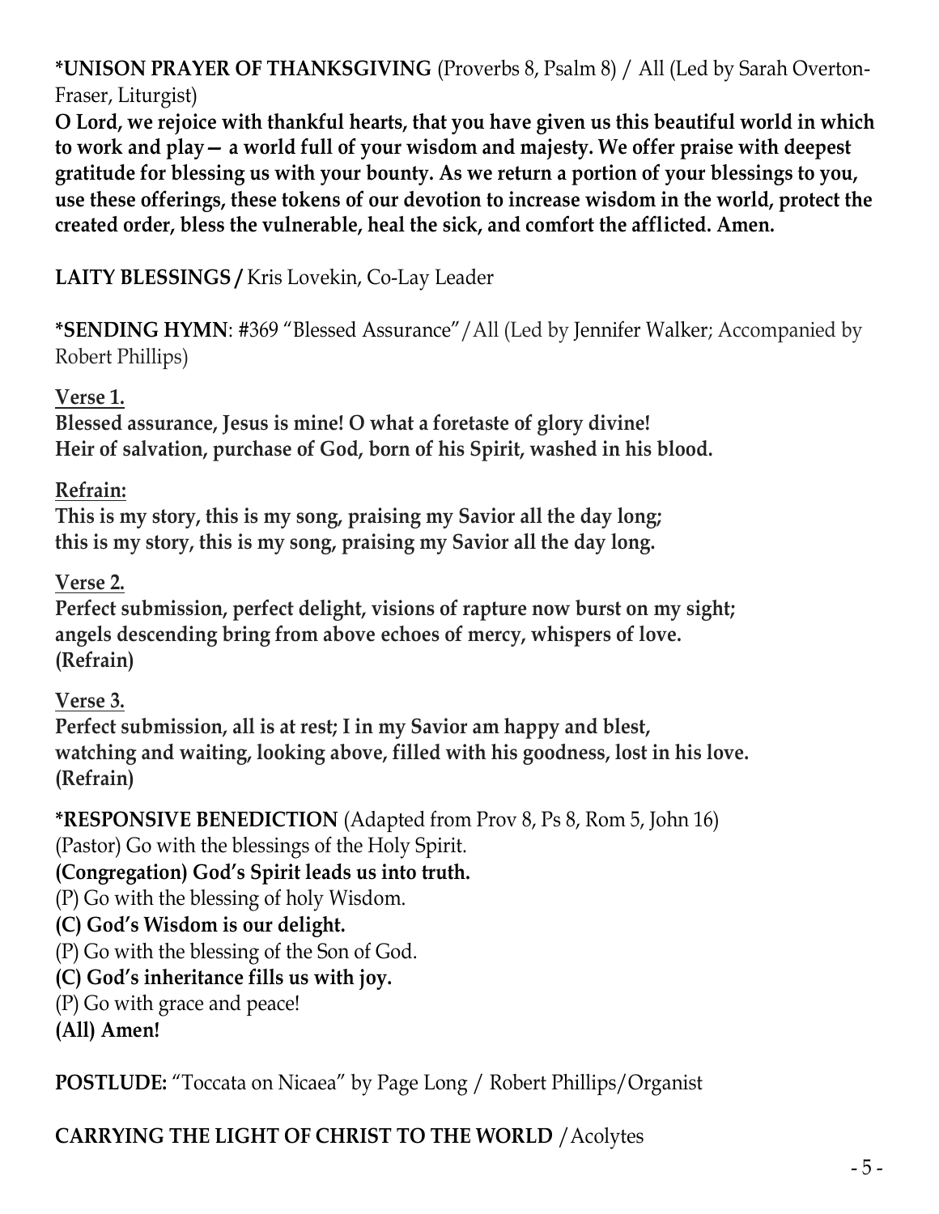**\*UNISON PRAYER OF THANKSGIVING** (Proverbs 8, Psalm 8) / All (Led by Sarah Overton-Fraser, Liturgist)
**O Lord, we rejoice with thankful hearts, that you have given us this beautiful world in which to work and play— a world full of your wisdom and majesty. We offer praise with deepest gratitude for blessing us with your bounty. As we return a portion of your blessings to you, use these offerings, these tokens of our devotion to increase wisdom in the world, protect the created order, bless the vulnerable, heal the sick, and comfort the afflicted. Amen.**

**LAITY BLESSINGS /** Kris Lovekin, Co-Lay Leader

**\*SENDING HYMN**: #369 "Blessed Assurance"/All (Led by Jennifer Walker; Accompanied by Robert Phillips)

**Verse 1.**
**Blessed assurance, Jesus is mine! O what a foretaste of glory divine!**
**Heir of salvation, purchase of God, born of his Spirit, washed in his blood.**

**Refrain:**
**This is my story, this is my song, praising my Savior all the day long;**
**this is my story, this is my song, praising my Savior all the day long.**

**Verse 2.**
**Perfect submission, perfect delight, visions of rapture now burst on my sight;**
**angels descending bring from above echoes of mercy, whispers of love.**
**(Refrain)**

**Verse 3.**
**Perfect submission, all is at rest; I in my Savior am happy and blest,**
**watching and waiting, looking above, filled with his goodness, lost in his love.**
**(Refrain)**

**\*RESPONSIVE BENEDICTION** (Adapted from Prov 8, Ps 8, Rom 5, John 16)
(Pastor) Go with the blessings of the Holy Spirit.
**(Congregation) God's Spirit leads us into truth.**
(P) Go with the blessing of holy Wisdom.
**(C) God's Wisdom is our delight.**
(P) Go with the blessing of the Son of God.
**(C) God's inheritance fills us with joy.**
(P) Go with grace and peace!
**(All) Amen!**

**POSTLUDE:** "Toccata on Nicaea" by Page Long / Robert Phillips/Organist

**CARRYING THE LIGHT OF CHRIST TO THE WORLD** /Acolytes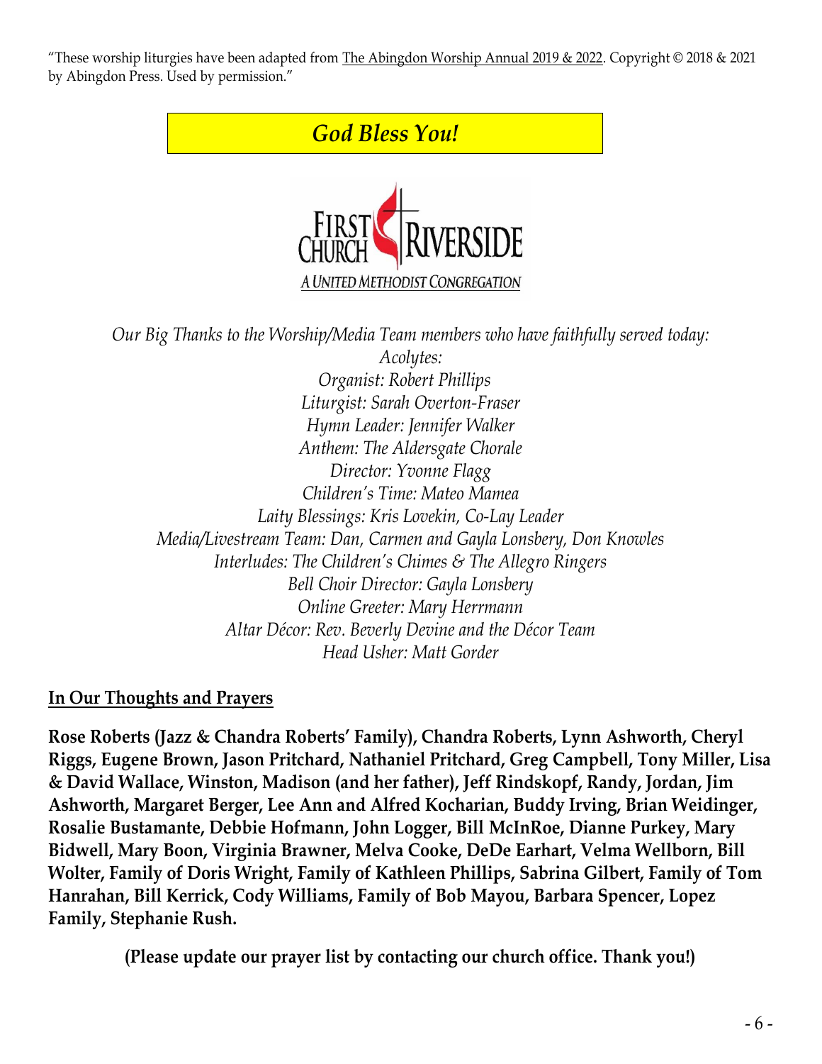"These worship liturgies have been adapted from The Abingdon Worship Annual 2019 & 2022. Copyright © 2018 & 2021 by Abingdon Press. Used by permission."

***God Bless You!***

FIRST CHURCH RIVERSIDE
A UNITED METHODIST CONGREGATION

*Our Big Thanks to the Worship/Media Team members who have faithfully served today:*
*Acolytes:*
*Organist: Robert Phillips*
*Liturgist: Sarah Overton-Fraser*
*Hymn Leader: Jennifer Walker*
*Anthem: The Aldersgate Chorale*
*Director: Yvonne Flagg*
*Children's Time: Mateo Mamea*
*Laity Blessings: Kris Lovekin, Co-Lay Leader*
*Media/Livestream Team: Dan, Carmen and Gayla Lonsbery, Don Knowles*
*Interludes: The Children's Chimes & The Allegro Ringers*
*Bell Choir Director: Gayla Lonsbery*
*Online Greeter: Mary Herrmann*
*Altar Décor: Rev. Beverly Devine and the Décor Team*
*Head Usher: Matt Gorder*

## In Our Thoughts and Prayers

**Rose Roberts (Jazz & Chandra Roberts' Family), Chandra Roberts, Lynn Ashworth, Cheryl Riggs, Eugene Brown, Jason Pritchard, Nathaniel Pritchard, Greg Campbell, Tony Miller, Lisa & David Wallace, Winston, Madison (and her father), Jeff Rindskopf, Randy, Jordan, Jim Ashworth, Margaret Berger, Lee Ann and Alfred Kocharian, Buddy Irving, Brian Weidinger, Rosalie Bustamante, Debbie Hofmann, John Logger, Bill McInRoe, Dianne Purkey, Mary Bidwell, Mary Boon, Virginia Brawner, Melva Cooke, DeDe Earhart, Velma Wellborn, Bill Wolter, Family of Doris Wright, Family of Kathleen Phillips, Sabrina Gilbert, Family of Tom Hanrahan, Bill Kerrick, Cody Williams, Family of Bob Mayou, Barbara Spencer, Lopez Family, Stephanie Rush.**

**(Please update our prayer list by contacting our church office. Thank you!)**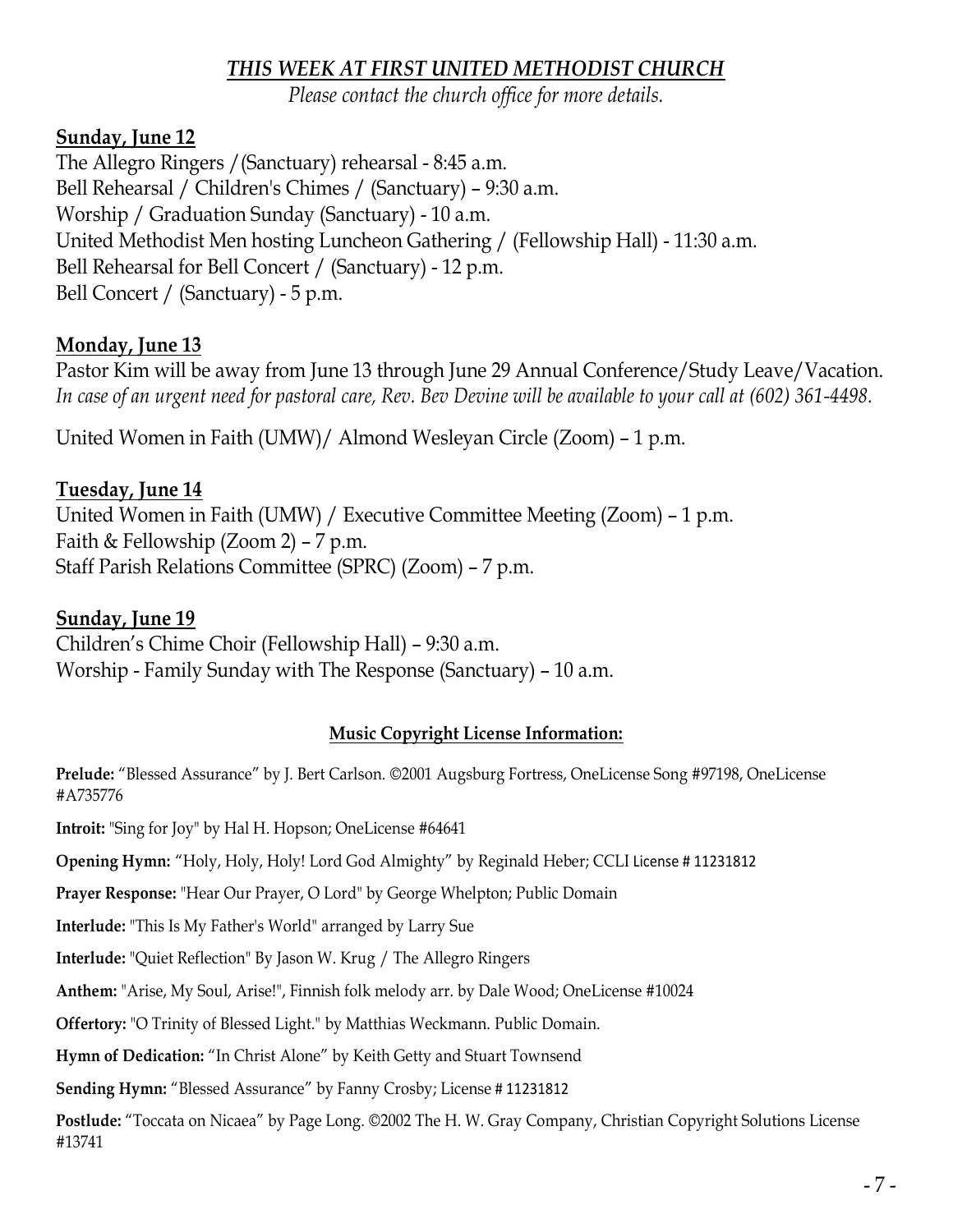## *THIS WEEK AT FIRST UNITED METHODIST CHURCH*

*Please contact the church office for more details.*

**Sunday, June 12**

The Allegro Ringers /(Sanctuary) rehearsal - 8:45 a.m.
Bell Rehearsal / Children's Chimes / (Sanctuary) – 9:30 a.m.
Worship / Graduation Sunday (Sanctuary) - 10 a.m.
United Methodist Men hosting Luncheon Gathering / (Fellowship Hall) - 11:30 a.m.
Bell Rehearsal for Bell Concert / (Sanctuary) - 12 p.m.
Bell Concert / (Sanctuary) - 5 p.m.

**Monday, June 13**

Pastor Kim will be away from June 13 through June 29 Annual Conference/Study Leave/Vacation.
*In case of an urgent need for pastoral care, Rev. Bev Devine will be available to your call at (602) 361-4498.*

United Women in Faith (UMW)/ Almond Wesleyan Circle (Zoom) – 1 p.m.

**Tuesday, June 14**

United Women in Faith (UMW) / Executive Committee Meeting (Zoom) – 1 p.m.
Faith & Fellowship (Zoom 2) – 7 p.m.
Staff Parish Relations Committee (SPRC) (Zoom) – 7 p.m.

**Sunday, June 19**

Children's Chime Choir (Fellowship Hall) – 9:30 a.m.
Worship - Family Sunday with The Response (Sanctuary) – 10 a.m.

**Music Copyright License Information:**

**Prelude:** "Blessed Assurance" by J. Bert Carlson. ©2001 Augsburg Fortress, OneLicense Song #97198, OneLicense #A735776

**Introit:** "Sing for Joy" by Hal H. Hopson; OneLicense #64641

**Opening Hymn:** "Holy, Holy, Holy! Lord God Almighty" by Reginald Heber; CCLI License # 11231812

**Prayer Response:** "Hear Our Prayer, O Lord" by George Whelpton; Public Domain

**Interlude:** "This Is My Father's World" arranged by Larry Sue

**Interlude:** "Quiet Reflection" By Jason W. Krug / The Allegro Ringers

**Anthem:** "Arise, My Soul, Arise!", Finnish folk melody arr. by Dale Wood; OneLicense #10024

**Offertory:** "O Trinity of Blessed Light." by Matthias Weckmann. Public Domain.

**Hymn of Dedication:** "In Christ Alone" by Keith Getty and Stuart Townsend

**Sending Hymn:** "Blessed Assurance" by Fanny Crosby; License # 11231812

**Postlude:** "Toccata on Nicaea" by Page Long. ©2002 The H. W. Gray Company, Christian Copyright Solutions License #13741